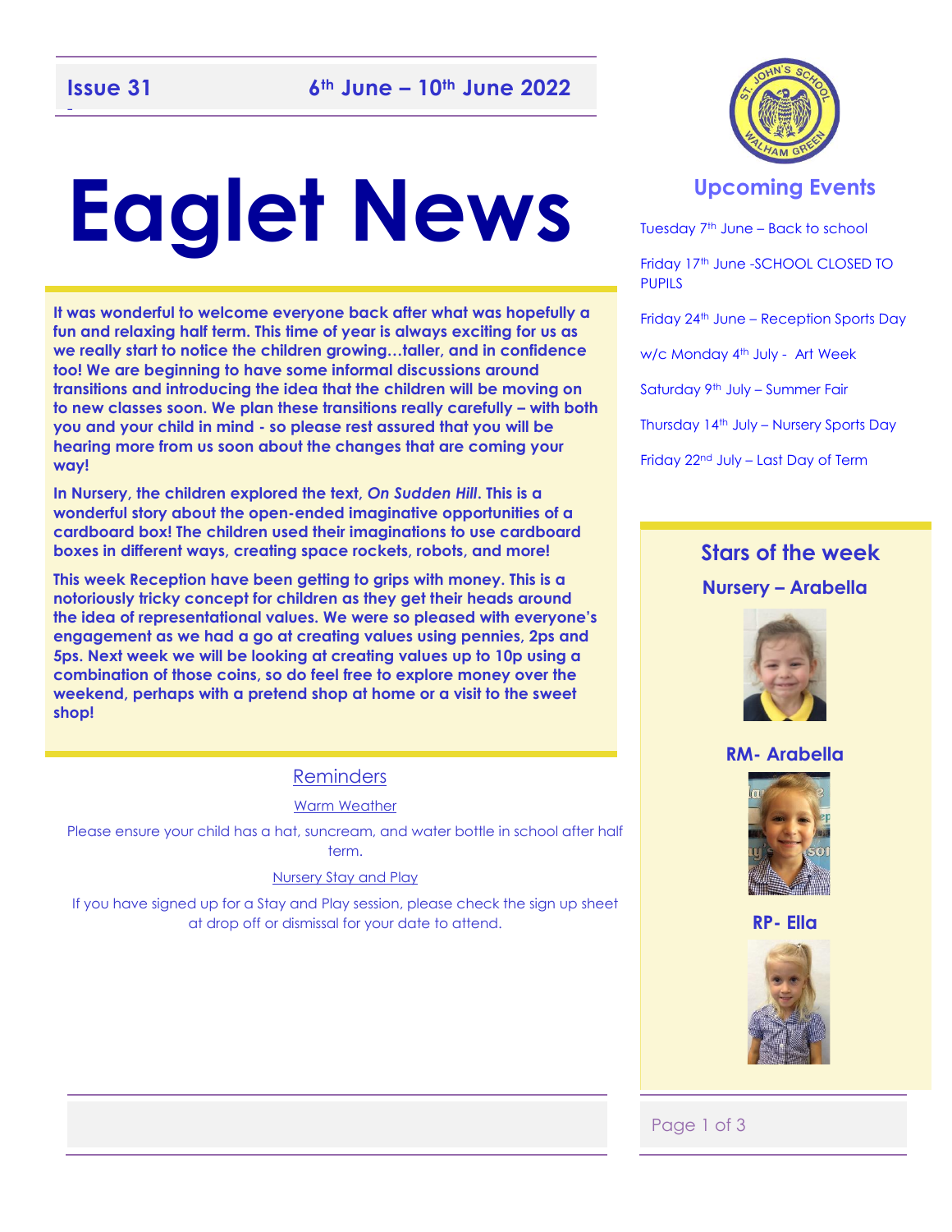**Issue 31** **6th June – 10th June 2022**

# Eaglet News

**It was wonderful to welcome everyone back after what was hopefully a fun and relaxing half term. This time of year is always exciting for us as we really start to notice the children growing…taller, and in confidence too! We are beginning to have some informal discussions around transitions and introducing the idea that the children will be moving on to new classes soon. We plan these transitions really carefully – with both you and your child in mind - so please rest assured that you will be hearing more from us soon about the changes that are coming your way!**

**In Nursery, the children explored the text, *On Sudden Hill*. This is a wonderful story about the open-ended imaginative opportunities of a cardboard box! The children used their imaginations to use cardboard boxes in different ways, creating space rockets, robots, and more!**

**This week Reception have been getting to grips with money. This is a notoriously tricky concept for children as they get their heads around the idea of representational values. We were so pleased with everyone's engagement as we had a go at creating values using pennies, 2ps and 5ps. Next week we will be looking at creating values up to 10p using a combination of those coins, so do feel free to explore money over the weekend, perhaps with a pretend shop at home or a visit to the sweet shop!**

## Reminders

### Warm Weather

Please ensure your child has a hat, suncream, and water bottle in school after half term.

### Nursery Stay and Play

If you have signed up for a Stay and Play session, please check the sign up sheet at drop off or dismissal for your date to attend.

## Upcoming Events

Tuesday 7th June – Back to school

Friday 17th June -SCHOOL CLOSED TO PUPILS

Friday 24th June – Reception Sports Day

w/c Monday 4th July - Art Week

Saturday 9th July – Summer Fair

Thursday 14th July – Nursery Sports Day

Friday 22nd July – Last Day of Term

## Stars of the week

**Nursery – Arabella**

**RM- Arabella**

**RP- Ella**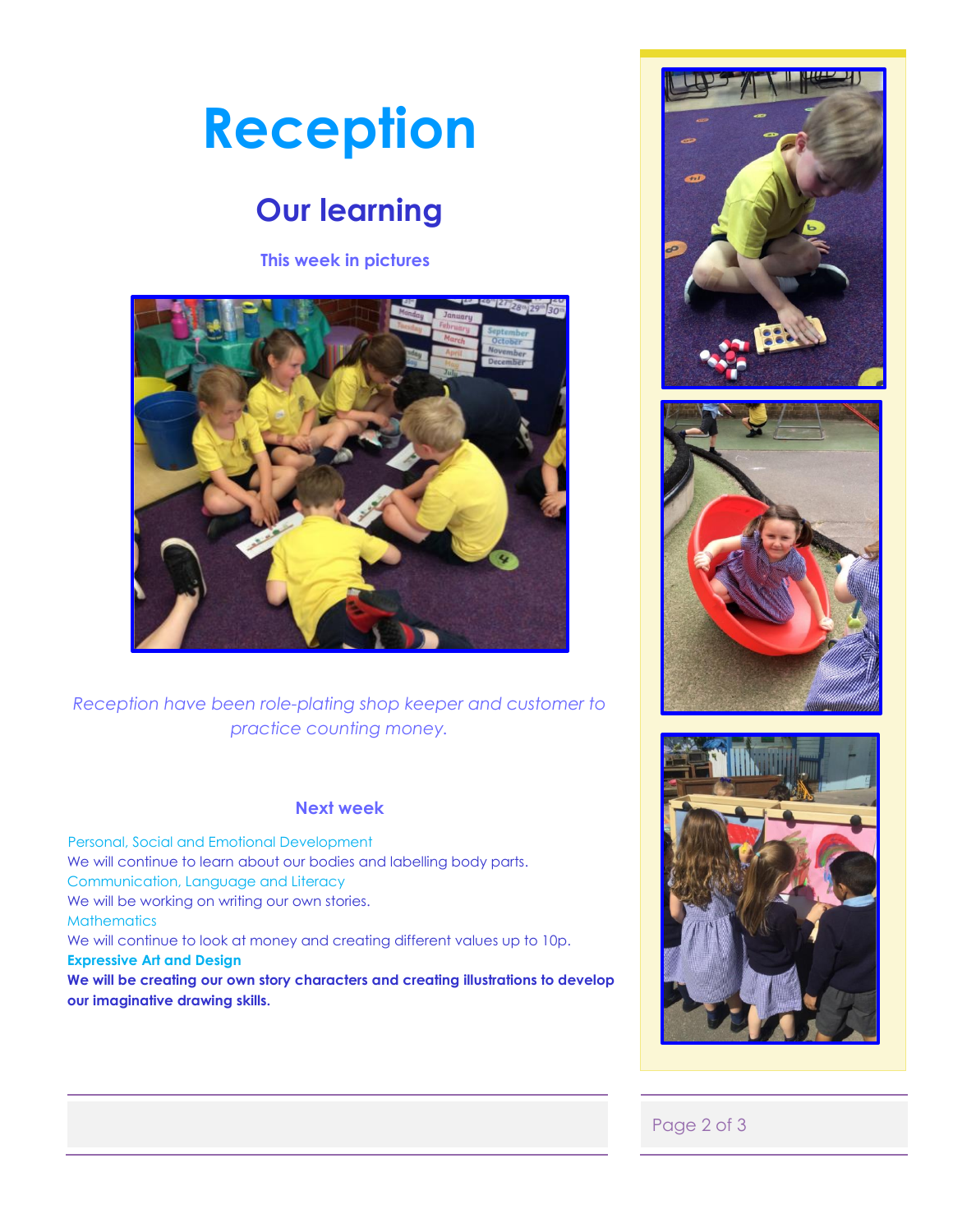# Reception

## Our learning

### This week in pictures

*Reception have been role-plating shop keeper and customer to practice counting money.*

### Next week

Personal, Social and Emotional Development

We will continue to learn about our bodies and labelling body parts.

Communication, Language and Literacy

We will be working on writing our own stories.

Mathematics

We will continue to look at money and creating different values up to 10p.

**Expressive Art and Design**

**We will be creating our own story characters and creating illustrations to develop our imaginative drawing skills.**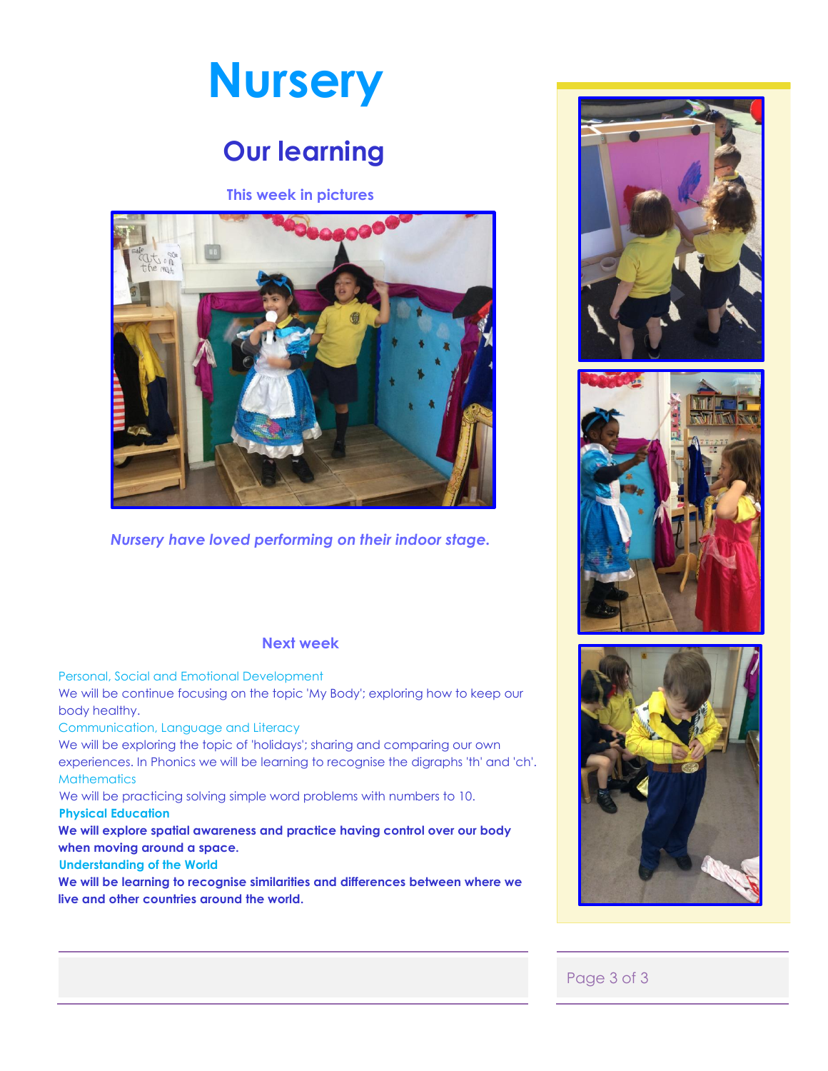# Nursery

## Our learning

### This week in pictures

*Nursery have loved performing on their indoor stage.*

### Next week

Personal, Social and Emotional Development

We will be continue focusing on the topic 'My Body'; exploring how to keep our body healthy.

Communication, Language and Literacy

We will be exploring the topic of 'holidays'; sharing and comparing our own experiences. In Phonics we will be learning to recognise the digraphs 'th' and 'ch'.

Mathematics

We will be practicing solving simple word problems with numbers to 10.

**Physical Education**

**We will explore spatial awareness and practice having control over our body when moving around a space.**

**Understanding of the World**

**We will be learning to recognise similarities and differences between where we live and other countries around the world.**